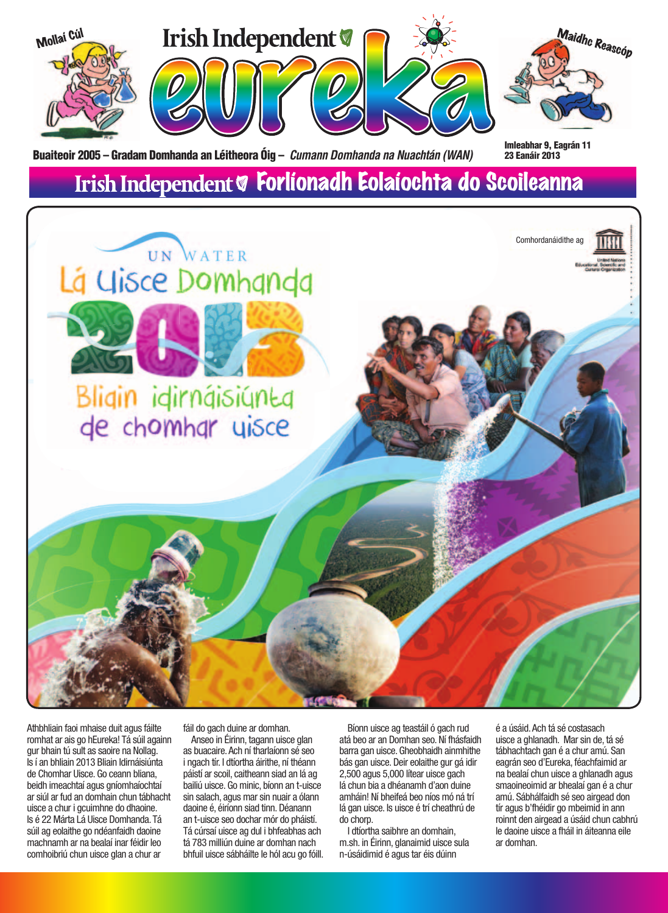Mollaí Cúl

# Irish Independent eureka

Maidhc Reascóp

Buaiteoir 2005 – Gradam Domhanda an Léitheora Óig – *Cumann Domhanda na Nuachtán (WAN)*

Imleabhar 9, Eagrán 11
23 Eanáir 2013

## Irish Independent Forlíonadh Eolaíochta do Scoileanna

UN WATER

# Lá Uisce Domhanda 2013

## Bliain idirnáisiúnta de chomhar uisce

Comhordanáidithe ag United Nations Educational, Scientific and Cultural Organization

Athbhliain faoi mhaise duit agus fáilte romhat ar ais go hEureka! Tá súil againn gur bhain tú sult as saoire na Nollag. Is í an bhliain 2013 Bliain Idirnáisiúnta de Chomhar Uisce. Go ceann bliana, beidh imeachtaí agus gníomhaíochtaí ar siúl ar fud an domhain chun tábhacht uisce a chur i gcuimhne do dhaoine. Is é 22 Márta Lá Uisce Domhanda. Tá súil ag eolaithe go ndéanfaidh daoine machnamh ar na bealaí inar féidir leo comhoibriú chun uisce glan a chur ar fáil do gach duine ar domhan.

Anseo in Éirinn, tagann uisce glan as buacaire. Ach ní tharlaíonn sé seo i ngach tír. I dtíortha áirithe, ní théann páistí ar scoil, caitheann siad an lá ag bailiú uisce. Go minic, bíonn an t-uisce sin salach, agus mar sin nuair a ólann daoine é, éiríonn siad tinn. Déanann an t-uisce seo dochar mór do pháistí. Tá cúrsaí uisce ag dul i bhfeabhas ach tá 783 milliún duine ar domhan nach bhfuil uisce sábháilte le hól acu go fóill.

Bíonn uisce ag teastáil ó gach rud atá beo ar an Domhan seo. Ní fhásfaidh barra gan uisce. Gheobhaidh ainmhithe bás gan uisce. Deir eolaithe gur gá idir 2,500 agus 5,000 lítear uisce gach lá chun bia a dhéanamh d'aon duine amháin! Ní bheifeá beo níos mó ná trí lá gan uisce. Is uisce é trí cheathrú de do chorp.

I dtíortha saibhre an domhain, m.sh. in Éirinn, glanaimid uisce sula n-úsáidimid é agus tar éis dúinn é a úsáid. Ach tá sé costasach uisce a ghlanadh. Mar sin de, tá sé tábhachtach gan é a chur amú. San eagrán seo d'Eureka, féachfaimid ar na bealaí chun uisce a ghlanadh agus smaoineoimid ar bhealaí gan é a chur amú. Sábhálfaidh sé seo airgead don tír agus b'fhéidir go mbeimid in ann roinnt den airgead a úsáid chun cabhrú le daoine uisce a fháil in áiteanna eile ar domhan.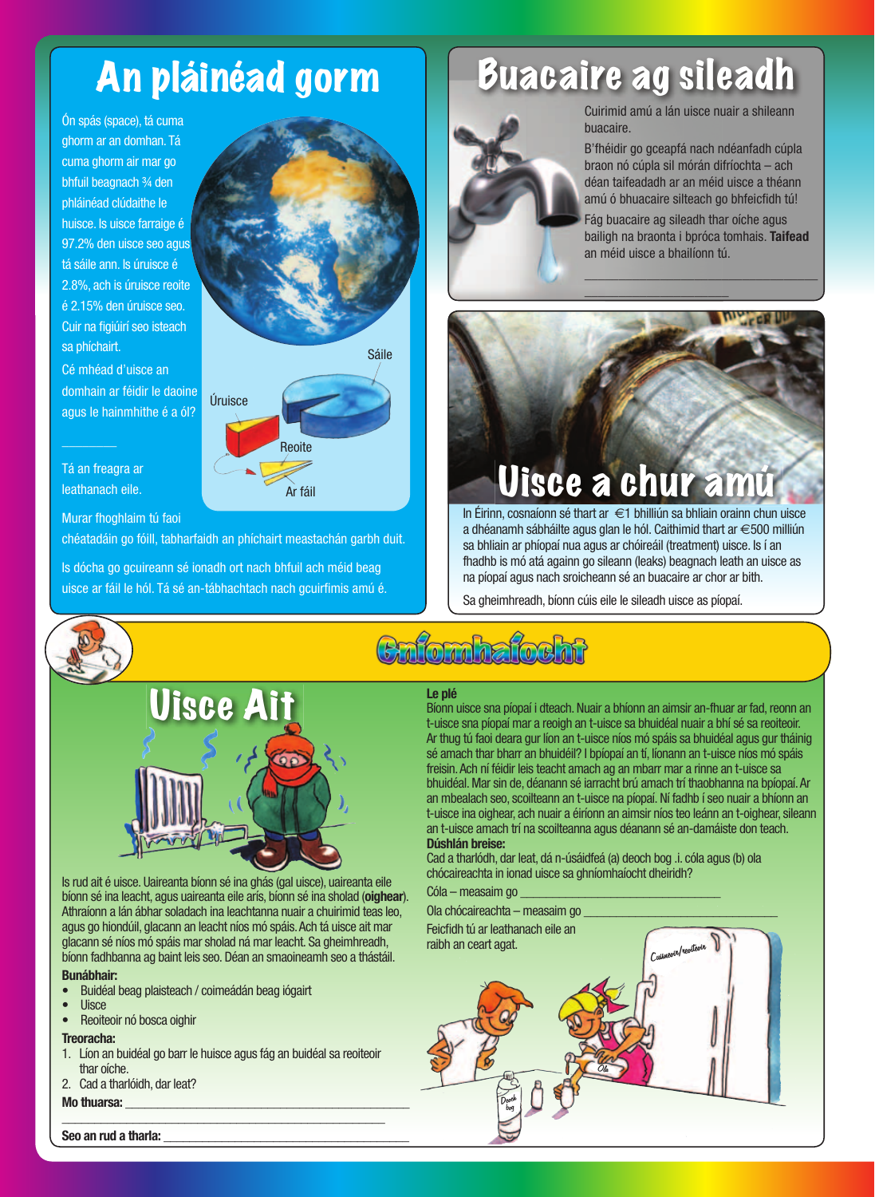# An pláinéad gorm

Ón spás (space), tá cuma ghorm ar an domhan. Tá cuma ghorm air mar go bhfuil beagnach ¾ den phláinéad clúdaithe le huisce. Is uisce farraige é 97.2% den uisce seo agus tá sáile ann. Is úruisce é 2.8%, ach is úruisce reoite é 2.15% den úruisce seo. Cuir na figiúirí seo isteach sa phíchairt.

Sáile

Úruisce

Reoite

Ar fáil

Cé mhéad d'uisce an domhain ar féidir le daoine agus le hainmhithe é a ól?

________

Tá an freagra ar leathanach eile.

Murar fhoghlaim tú faoi chéatadáin go fóill, tabharfaidh an phíchairt meastachán garbh duit.

Is dócha go gcuireann sé ionadh ort nach bhfuil ach méid beag uisce ar fáil le hól. Tá sé an-tábhachtach nach gcuirfimis amú é.

# Buacaire ag sileadh

Cuirimid amú a lán uisce nuair a shileann buacaire.

B'fhéidir go gceapfá nach ndéanfadh cúpla braon nó cúpla sil mórán difríochta – ach déan taifeadadh ar an méid uisce a théann amú ó bhuacaire silteach go bhfeicfidh tú!

Fág buacaire ag sileadh thar oíche agus bailigh na braonta i bpróca tomhais. **Taifead** an méid uisce a bhailíonn tú.

________________________________________

# Uisce a chur amú

In Éirinn, cosnaíonn sé thart ar €1 bhilliún sa bhliain orainn chun uisce a dhéanamh sábháilte agus glan le hól. Caithimid thart ar €500 milliún sa bhliain ar phíopaí nua agus ar chóireáil (treatment) uisce. Is í an fhadhb is mó atá againn go sileann (leaks) beagnach leath an uisce as na píopaí agus nach sroicheann sé an buacaire ar chor ar bith.

Sa gheimhreadh, bíonn cúis eile le sileadh uisce as píopaí.

## Gníomhaíocht

# Uisce Ait

Is rud ait é uisce. Uaireanta bíonn sé ina ghás (gal uisce), uaireanta eile bíonn sé ina leacht, agus uaireanta eile arís, bíonn sé ina sholad (**oighear**). Athraíonn a lán ábhar soladach ina leachtanna nuair a chuirimid teas leo, agus go hiondúil, glacann an leacht níos mó spáis. Ach tá uisce ait mar glacann sé níos mó spáis mar sholad ná mar leacht. Sa gheimhreadh, bíonn fadhbanna ag baint leis seo. Déan an smaoineamh seo a thástáil.

**Bunábhair:**

- Buidéal beag plaisteach / coimeádán beag iógairt
- Uisce
- Reoiteoir nó bosca oighir

**Treoracha:**

1. Líon an buidéal go barr le huisce agus fág an buidéal sa reoiteoir thar oíche.
2. Cad a tharlóidh, dar leat?

**Mo thuarsa:** ________________________________________

________________________________________

**Seo an rud a tharla:** ________________________________________

**Le plé**

Bíonn uisce sna píopaí i dteach. Nuair a bhíonn an aimsir an-fhuar ar fad, reonn an t-uisce sna píopaí mar a reoigh an t-uisce sa bhuidéal nuair a bhí sé sa reoiteoir. Ar thug tú faoi deara gur líon an t-uisce níos mó spáis sa bhuidéal agus gur tháinig sé amach thar bharr an bhuidéil? I bpíopaí an tí, líonann an t-uisce níos mó spáis freisin. Ach ní féidir leis teacht amach ag an mbarr mar a rinne an t-uisce sa bhuidéal. Mar sin de, déanann sé iarracht brú amach trí thaobhanna na bpíopaí. Ar an mbealach seo, scoilteann an t-uisce na píopaí. Ní fadhb í seo nuair a bhíonn an t-uisce ina oighear, ach nuair a éiríonn an aimsir níos teo leánn an t-oighear, sileann an t-uisce amach trí na scoilteanna agus déanann sé an-damáiste don teach.

**Dúshlán breise:**

Cad a tharlódh, dar leat, dá n-úsáidfeá (a) deoch bog .i. cóla agus (b) ola chócaireachta in ionad uisce sa ghníomhaíocht dheiridh?

Cóla – measaim go ________________________________

Ola chócaireachta – measaim go ________________________________

Feicfidh tú ar leathanach eile an raibh an ceart agat.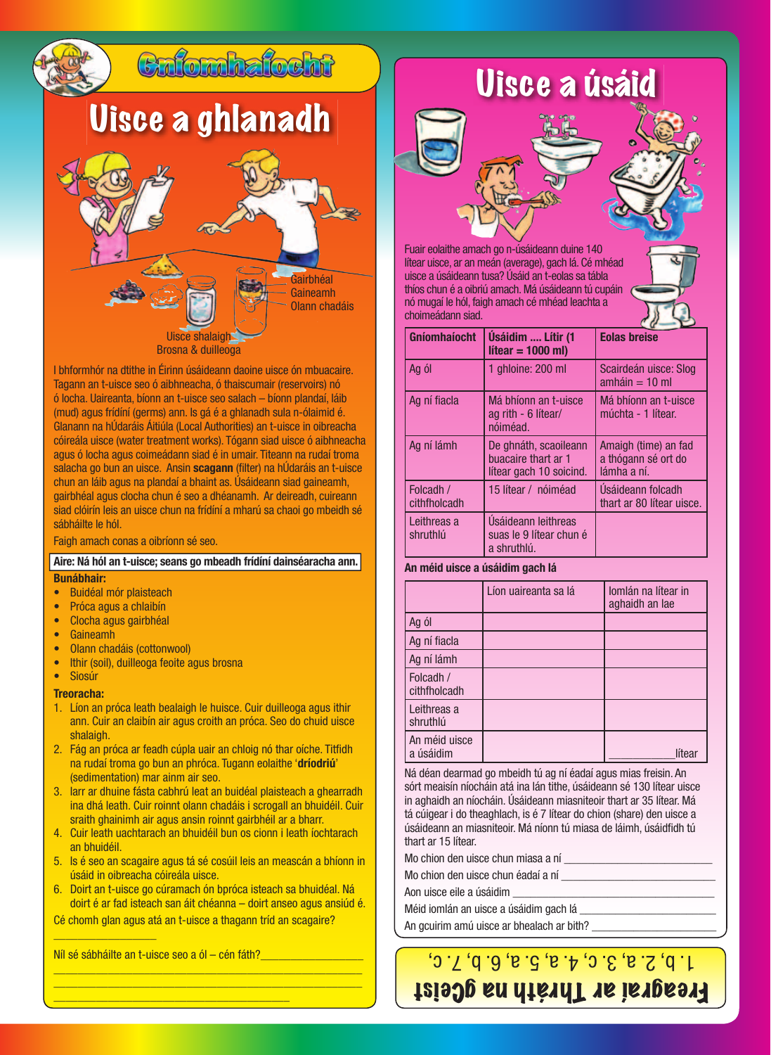# Gníomhaíocht

## Uisce a ghlanadh

Gairbhéal
Gaineamh
Olann chadáis

Uisce shalaigh
Brosna & duilleoga

I bhformhór na dtithe in Éirinn úsáideann daoine uisce ón mbuacaire. Tagann an t-uisce seo ó aibhneacha, ó thaiscumair (reservoirs) nó ó locha. Uaireanta, bíonn an t-uisce seo salach – bíonn plandaí, láib (mud) agus frídíní (germs) ann. Is gá é a ghlanadh sula n-ólaimid é. Glanann na hÚdaráis Áitiúla (Local Authorities) an t-uisce in oibreacha cóireála uisce (water treatment works). Tógann siad uisce ó aibhneacha agus ó locha agus coimeádann siad é in umar. Titeann na rudaí troma salacha go bun an uisce. Ansin **scagann** (filter) na hÚdaráis an t-uisce chun an láib agus na plandaí a bhaint as. Úsáideann siad gaineamh, gairbhéal agus clocha chun é seo a dhéanamh. Ar deireadh, cuireann siad clóirín leis an uisce chun na frídíní a mharú sa chaoi go mbeidh sé sábháilte le hól.

Faigh amach conas a oibríonn sé seo.

**Aire: Ná hól an t-uisce; seans go mbeadh frídíní dainséaracha ann.**

**Bunábhair:**

- Buidéal mór plaisteach
- Próca agus a chlaibín
- Clocha agus gairbhéal
- Gaineamh
- Olann chadáis (cottonwool)
- Ithir (soil), duilleoga feoite agus brosna
- Siosúr

**Treoracha:**

1. Líon an próca leath bealaigh le huisce. Cuir duilleoga agus ithir ann. Cuir an claibín air agus croith an próca. Seo do chuid uisce shalaigh.
2. Fág an próca ar feadh cúpla uair an chloig nó thar oíche. Titfidh na rudaí troma go bun an phróca. Tugann eolaithe '**dríodriú**' (sedimentation) mar ainm air seo.
3. Iarr ar dhuine fásta cabhrú leat an buidéal plaisteach a ghearradh ina dhá leath. Cuir roinnt olann chadáis i scrogall an bhuidéil. Cuir sraith ghainimh air agus ansin roinnt gairbhéil ar a bharr.
4. Cuir leath uachtarach an bhuidéil bun os cionn i leath íochtarach an bhuidéil.
5. Is é seo an scagaire agus tá sé cosúil leis an meascán a bhíonn in úsáid in oibreacha cóireála uisce.
6. Doirt an t-uisce go cúramach ón bpróca isteach sa bhuidéal. Ná doirt é ar fad isteach san áit chéanna – doirt anseo agus ansiúd é.

Cé chomh glan agus atá an t-uisce a thagann tríd an scagaire? ________________

Níl sé sábháilte an t-uisce seo a ól – cén fáth? ________________

________________________________________________

________________________________________________

## Uisce a úsáid

Fuair eolaithe amach go n-úsáideann duine 140 lítear uisce, ar an meán (average), gach lá. Cé mhéad uisce a úsáideann tusa? Úsáid an t-eolas sa tábla thíos chun é a oibriú amach. Má úsáideann tú cupáin nó mugaí le hól, faigh amach cé mhéad leachta a choimeádann siad.

| Gníomhaíocht | Úsáidim .... Lítir (1 lítear = 1000 ml) | Eolas breise |
|---|---|---|
| Ag ól | 1 ghloine: 200 ml | Scairdeán uisce: Slog amháin = 10 ml |
| Ag ní fiacla | Má bhíonn an t-uisce ag rith - 6 lítear/ nóiméad. | Má bhíonn an t-uisce múchta - 1 lítear. |
| Ag ní lámh | De ghnáth, scaoileann buacaire thart ar 1 lítear gach 10 soicind. | Amaigh (time) an fad a thógann sé ort do lámha a ní. |
| Folcadh / cithfholcadh | 15 lítear / nóiméad | Úsáideann folcadh thart ar 80 lítear uisce. |
| Leithreas a shruthlú | Úsáideann leithreas suas le 9 lítear chun é a shruthlú. | |

**An méid uisce a úsáidim gach lá**

| | Líon uaireanta sa lá | Iomlán na lítear in aghaidh an lae |
|---|---|---|
| Ag ól | | |
| Ag ní fiacla | | |
| Ag ní lámh | | |
| Folcadh / cithfholcadh | | |
| Leithreas a shruthlú | | |
| An méid uisce a úsáidim | | __________lítear |

Ná déan dearmad go mbeidh tú ag ní éadaí agus mias freisin. An sórt meaisín níocháin atá ina lán tithe, úsáideann sé 130 lítear uisce in aghaidh an níocháin. Úsáideann miasniteoir thart ar 35 lítear. Má tá cúigear i do theaghlach, is é 7 lítear do chion (share) den uisce a úsáideann an miasniteoir. Má níonn tú miasa de láimh, úsáidfidh tú thart ar 15 lítear.

Mo chion den uisce chun miasa a ní ________________________

Mo chion den uisce chun éadaí a ní ________________________

Aon uisce eile a úsáidim ________________________

Méid iomlán an uisce a úsáidim gach lá ________________________

An gcuirim amú uisce ar bhealach ar bith? ________________________

**Freagraí ar Thráth na gCeist**

1. b, 2. a, 3. c, 4. a, 5. a, 6. b, 7. c,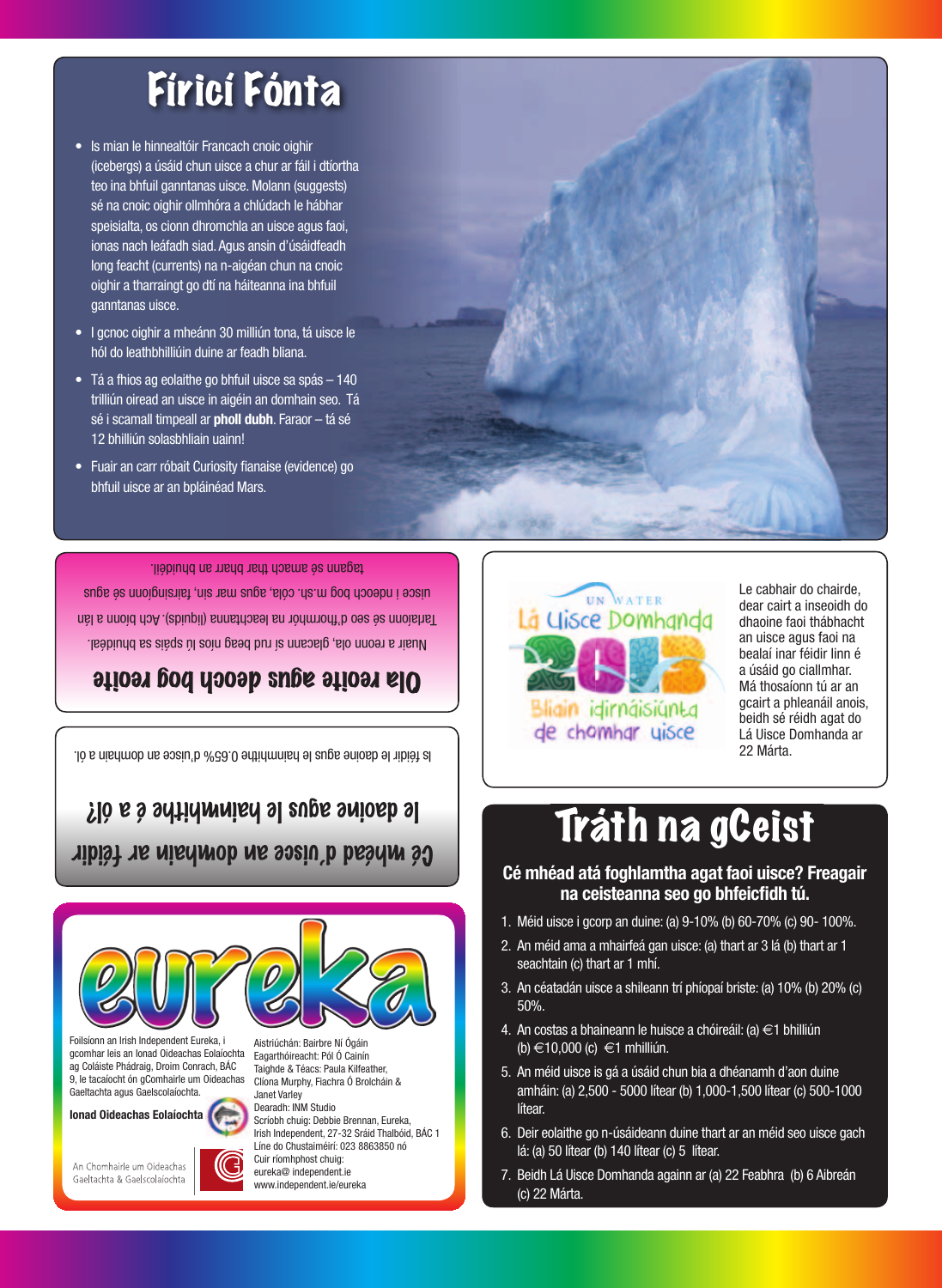# Fíricí Fónta

- Is mian le hinnealtóir Francach cnoic oighir (icebergs) a úsáid chun uisce a chur ar fáil i dtíortha teo ina bhfuil ganntanas uisce. Molann (suggests) sé na cnoic oighir ollmhóra a chlúdach le hábhar speisialta, os cionn dhromchla an uisce agus faoi, ionas nach leáfadh siad. Agus ansin d'úsáidfeadh long feacht (currents) na n-aigéan chun na cnoic oighir a tharraingt go dtí na háiteanna ina bhfuil ganntanas uisce.
- I gcnoc oighir a mheánn 30 milliún tona, tá uisce le hól do leathbhilliún duine ar feadh bliana.
- Tá a fhios ag eolaithe go bhfuil uisce sa spás – 140 trilliún oiread an uisce in aigéin an domhain seo. Tá sé i scamall timpeall ar **pholl dubh**. Faraor – tá sé 12 bhilliún solasbhliain uainn!
- Fuair an carr róbait Curiosity fianaise (evidence) go bhfuil uisce ar an bpláinéad Mars.

## Ola reoite agus deoch bog reoite

Nuair a reonn ola, glacann sí rud beag níos lú spáis sa bhuidéal. Tarlaíonn sé seo d'fhormhór na leachtanna (liquids). Ach bíonn a lán uisce i ndeoch bog m.sh. cóla, agus mar sin, fairsingíonn sé agus tagann sé amach thar bharr an bhuidéil.

## Cé mhéad d'uisce an domhain ar féidir le daoine agus le hainmhithe é a ól?

Is féidir le daoine agus le hainmhithe 0.65% d'uisce an domhain a ól.

UN WATER
Lá Uisce Domhanda 2013
Bliain idirnáisiúnta de chomhar uisce

Le cabhair do chairde, dear cairt a inseoidh do dhaoine faoi thábhacht an uisce agus faoi na bealaí inar féidir linn é a úsáid go ciallmhar. Má thosaíonn tú ar an gcairt a phleanáil anois, beidh sé réidh agat do Lá Uisce Domhanda ar 22 Márta.

# Tráth na gCeist

**Cé mhéad atá foghlamtha agat faoi uisce? Freagair na ceisteanna seo go bhfeicfidh tú.**

1. Méid uisce i gcorp an duine: (a) 9-10% (b) 60-70% (c) 90- 100%.
2. An méid ama a mhairfeá gan uisce: (a) thart ar 3 lá (b) thart ar 1 seachtain (c) thart ar 1 mhí.
3. An céatadán uisce a shileann trí phíopaí briste: (a) 10% (b) 20% (c) 50%.
4. An costas a bhaineann le huisce a chóireáil: (a) €1 bhilliún (b) €10,000 (c) €1 mhilliún.
5. An méid uisce is gá a úsáid chun bia a dhéanamh d'aon duine amháin: (a) 2,500 - 5000 lítear (b) 1,000-1,500 lítear (c) 500-1000 lítear.
6. Deir eolaithe go n-úsáideann duine thart ar an méid seo uisce gach lá: (a) 50 lítear (b) 140 lítear (c) 5 lítear.
7. Beidh Lá Uisce Domhanda againn ar (a) 22 Feabhra (b) 6 Aibreán (c) 22 Márta.

# eureka

Foilsíonn an Irish Independent Eureka, i gcomhar leis an Ionad Oideachas Eolaíochta ag Coláiste Phádraig, Droim Conrach, BÁC 9, le tacaíocht ón gComhairle um Oideachas Gaeltachta agus Gaelscolaíochta.

**Ionad Oideachas Eolaíochta**

An Chomhairle um Oideachas Gaeltachta & Gaelscolaíochta

Aistriúchán: Bairbre Ní Ógáin
Eagarthóireacht: Pól Ó Cainín
Taighde & Téacs: Paula Kilfeather, Clíona Murphy, Fiachra Ó Brolcháin & Janet Varley
Dearadh: INM Studio
Scríobh chuig: Debbie Brennan, Eureka, Irish Independent, 27-32 Sráid Thalbóid, BÁC 1
Líne do Chustaiméirí: 023 8863850 nó
Cuir ríomhphost chuig: eureka@ independent.ie
www.independent.ie/eureka